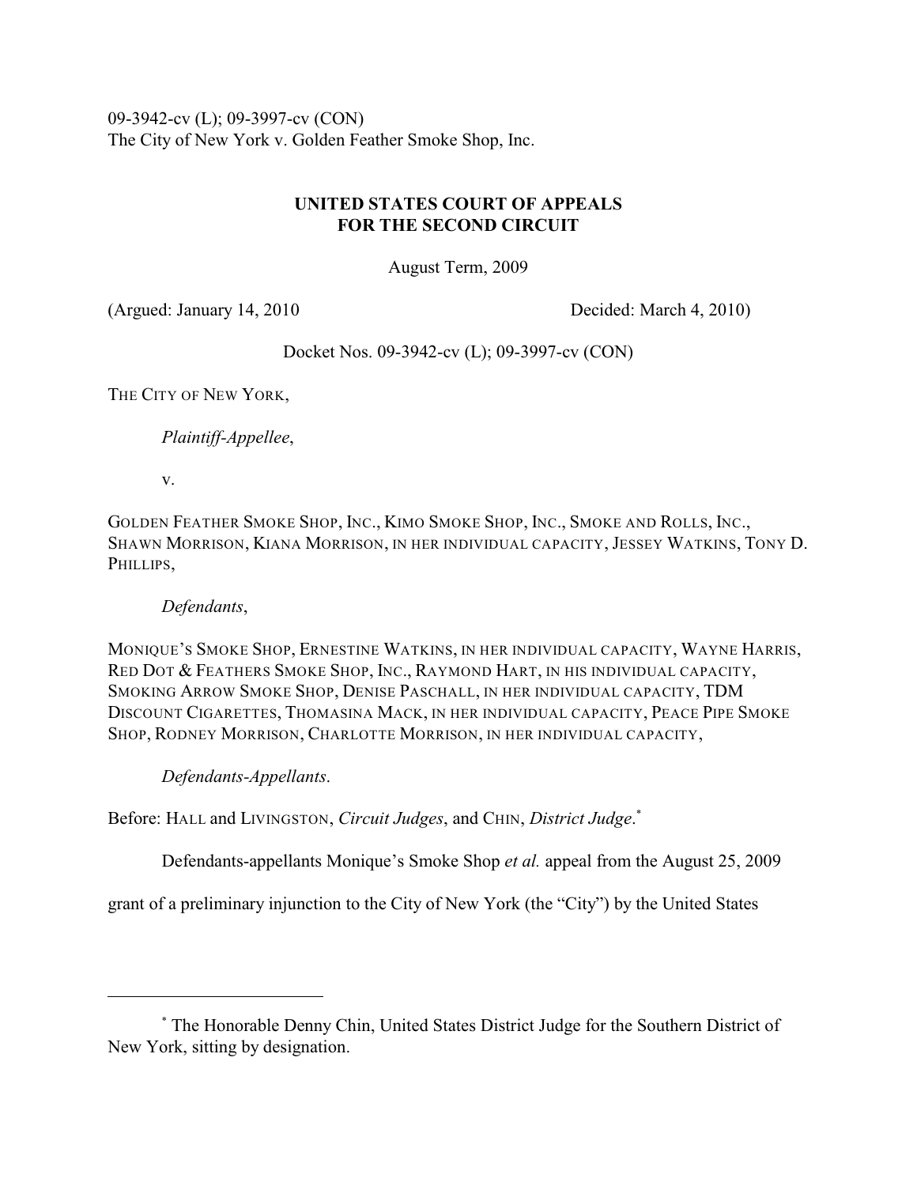09-3942-cv (L); 09-3997-cv (CON)
The City of New York v. Golden Feather Smoke Shop, Inc.

**UNITED STATES COURT OF APPEALS**
**FOR THE SECOND CIRCUIT**

August Term, 2009

(Argued: January 14, 2010 Decided: March 4, 2010)

Docket Nos. 09-3942-cv (L); 09-3997-cv (CON)

THE CITY OF NEW YORK,

*Plaintiff-Appellee*,

v.

GOLDEN FEATHER SMOKE SHOP, INC., KIMO SMOKE SHOP, INC., SMOKE AND ROLLS, INC., SHAWN MORRISON, KIANA MORRISON, IN HER INDIVIDUAL CAPACITY, JESSEY WATKINS, TONY D. PHILLIPS,

*Defendants*,

MONIQUE'S SMOKE SHOP, ERNESTINE WATKINS, IN HER INDIVIDUAL CAPACITY, WAYNE HARRIS, RED DOT & FEATHERS SMOKE SHOP, INC., RAYMOND HART, IN HIS INDIVIDUAL CAPACITY, SMOKING ARROW SMOKE SHOP, DENISE PASCHALL, IN HER INDIVIDUAL CAPACITY, TDM DISCOUNT CIGARETTES, THOMASINA MACK, IN HER INDIVIDUAL CAPACITY, PEACE PIPE SMOKE SHOP, RODNEY MORRISON, CHARLOTTE MORRISON, IN HER INDIVIDUAL CAPACITY,

*Defendants-Appellants*.

Before: HALL and LIVINGSTON, *Circuit Judges*, and CHIN, *District Judge*.[*]

Defendants-appellants Monique's Smoke Shop *et al.* appeal from the August 25, 2009 grant of a preliminary injunction to the City of New York (the "City") by the United States

---

[*] The Honorable Denny Chin, United States District Judge for the Southern District of New York, sitting by designation.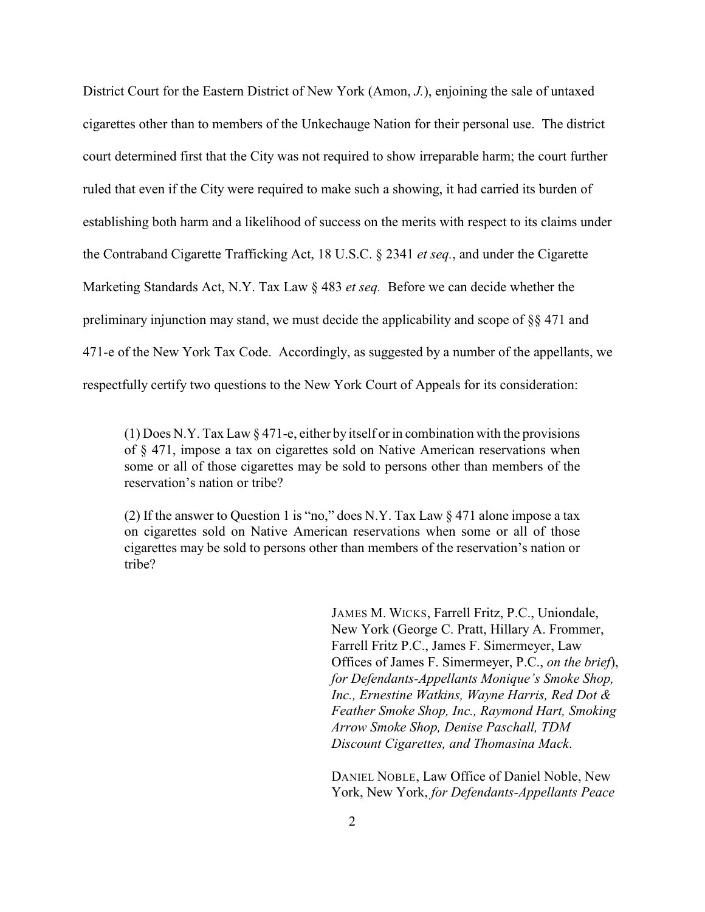District Court for the Eastern District of New York (Amon, *J.*), enjoining the sale of untaxed cigarettes other than to members of the Unkechauge Nation for their personal use. The district court determined first that the City was not required to show irreparable harm; the court further ruled that even if the City were required to make such a showing, it had carried its burden of establishing both harm and a likelihood of success on the merits with respect to its claims under the Contraband Cigarette Trafficking Act, 18 U.S.C. § 2341 *et seq.*, and under the Cigarette Marketing Standards Act, N.Y. Tax Law § 483 *et seq.* Before we can decide whether the preliminary injunction may stand, we must decide the applicability and scope of §§ 471 and 471-e of the New York Tax Code. Accordingly, as suggested by a number of the appellants, we respectfully certify two questions to the New York Court of Appeals for its consideration:

> (1) Does N.Y. Tax Law § 471-e, either by itself or in combination with the provisions of § 471, impose a tax on cigarettes sold on Native American reservations when some or all of those cigarettes may be sold to persons other than members of the reservation's nation or tribe?
>
> (2) If the answer to Question 1 is "no," does N.Y. Tax Law § 471 alone impose a tax on cigarettes sold on Native American reservations when some or all of those cigarettes may be sold to persons other than members of the reservation's nation or tribe?

JAMES M. WICKS, Farrell Fritz, P.C., Uniondale, New York (George C. Pratt, Hillary A. Frommer, Farrell Fritz P.C., James F. Simermeyer, Law Offices of James F. Simermeyer, P.C., *on the brief*), *for Defendants-Appellants Monique's Smoke Shop, Inc., Ernestine Watkins, Wayne Harris, Red Dot & Feather Smoke Shop, Inc., Raymond Hart, Smoking Arrow Smoke Shop, Denise Paschall, TDM Discount Cigarettes, and Thomasina Mack.*

DANIEL NOBLE, Law Office of Daniel Noble, New York, New York, *for Defendants-Appellants Peace*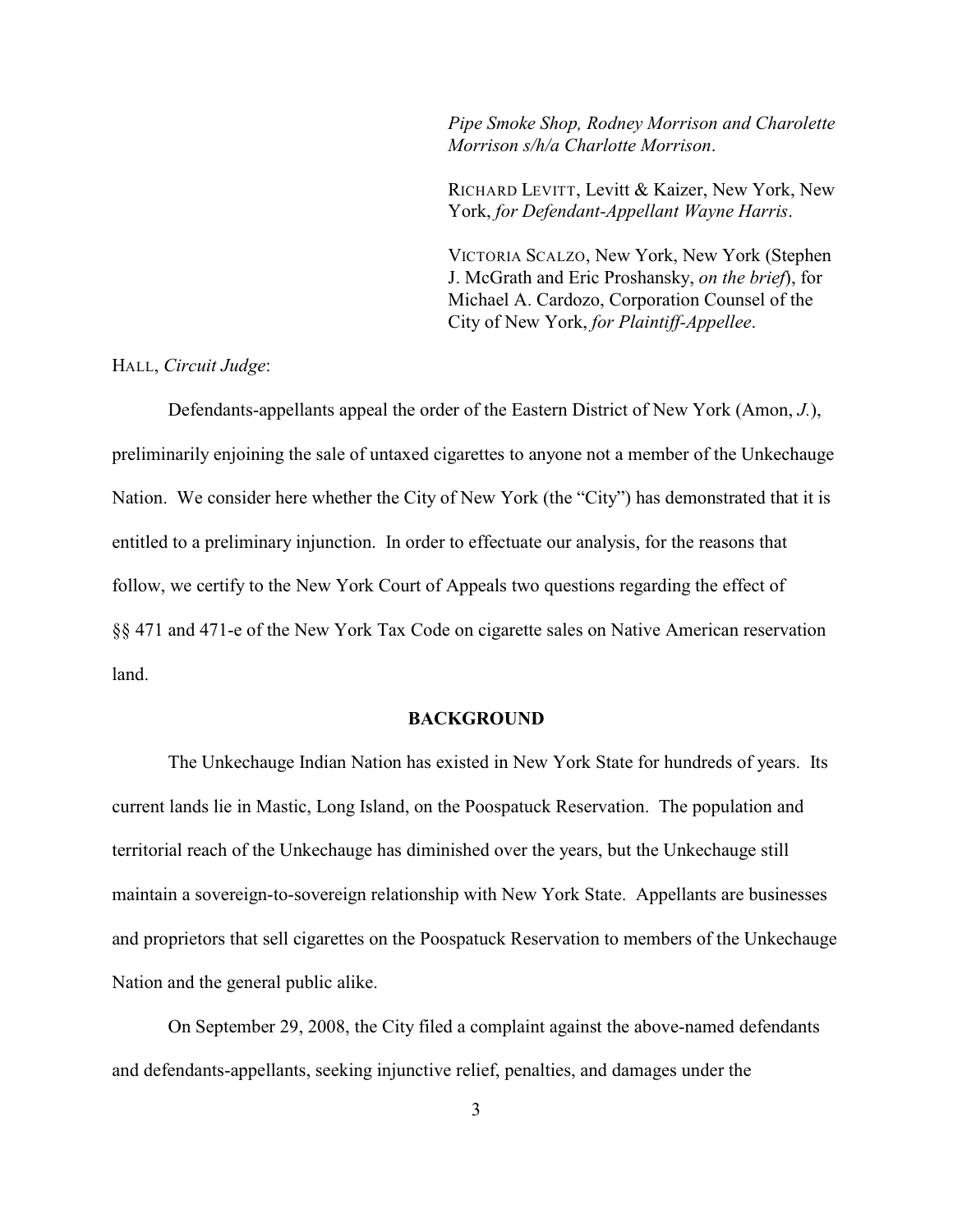*Pipe Smoke Shop, Rodney Morrison and Charolette Morrison s/h/a Charlotte Morrison*.

RICHARD LEVITT, Levitt & Kaizer, New York, New York, *for Defendant-Appellant Wayne Harris*.

VICTORIA SCALZO, New York, New York (Stephen J. McGrath and Eric Proshansky, *on the brief*), for Michael A. Cardozo, Corporation Counsel of the City of New York, *for Plaintiff-Appellee*.

HALL, *Circuit Judge*:

Defendants-appellants appeal the order of the Eastern District of New York (Amon, *J.*), preliminarily enjoining the sale of untaxed cigarettes to anyone not a member of the Unkechauge Nation. We consider here whether the City of New York (the "City") has demonstrated that it is entitled to a preliminary injunction. In order to effectuate our analysis, for the reasons that follow, we certify to the New York Court of Appeals two questions regarding the effect of §§ 471 and 471-e of the New York Tax Code on cigarette sales on Native American reservation land.

## BACKGROUND

The Unkechauge Indian Nation has existed in New York State for hundreds of years. Its current lands lie in Mastic, Long Island, on the Poospatuck Reservation. The population and territorial reach of the Unkechauge has diminished over the years, but the Unkechauge still maintain a sovereign-to-sovereign relationship with New York State. Appellants are businesses and proprietors that sell cigarettes on the Poospatuck Reservation to members of the Unkechauge Nation and the general public alike.

On September 29, 2008, the City filed a complaint against the above-named defendants and defendants-appellants, seeking injunctive relief, penalties, and damages under the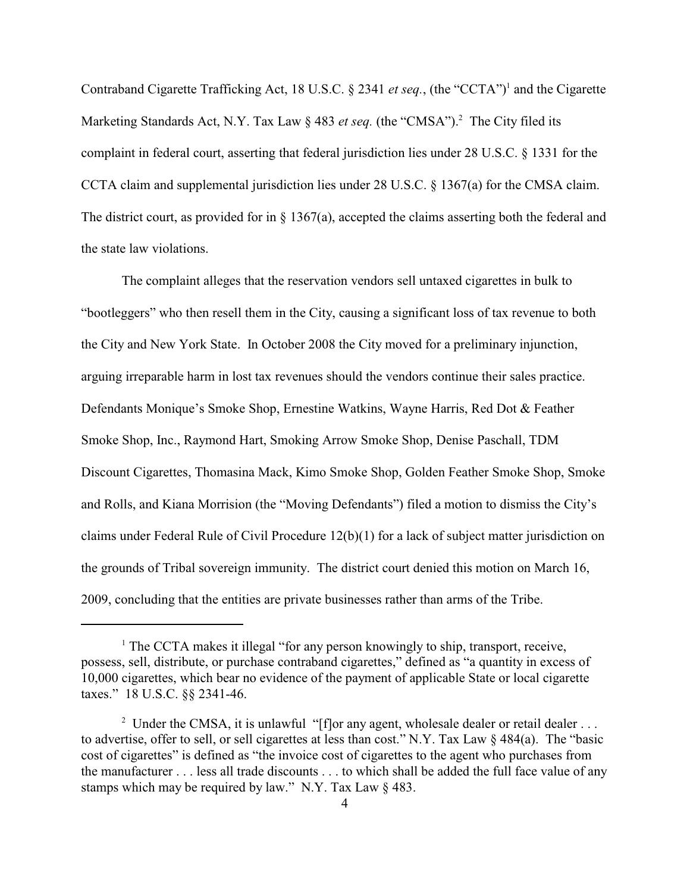Contraband Cigarette Trafficking Act, 18 U.S.C. § 2341 *et seq.*, (the "CCTA")[1] and the Cigarette Marketing Standards Act, N.Y. Tax Law § 483 *et seq.* (the "CMSA").[2] The City filed its complaint in federal court, asserting that federal jurisdiction lies under 28 U.S.C. § 1331 for the CCTA claim and supplemental jurisdiction lies under 28 U.S.C. § 1367(a) for the CMSA claim. The district court, as provided for in § 1367(a), accepted the claims asserting both the federal and the state law violations.

The complaint alleges that the reservation vendors sell untaxed cigarettes in bulk to "bootleggers" who then resell them in the City, causing a significant loss of tax revenue to both the City and New York State. In October 2008 the City moved for a preliminary injunction, arguing irreparable harm in lost tax revenues should the vendors continue their sales practice. Defendants Monique's Smoke Shop, Ernestine Watkins, Wayne Harris, Red Dot & Feather Smoke Shop, Inc., Raymond Hart, Smoking Arrow Smoke Shop, Denise Paschall, TDM Discount Cigarettes, Thomasina Mack, Kimo Smoke Shop, Golden Feather Smoke Shop, Smoke and Rolls, and Kiana Morrision (the "Moving Defendants") filed a motion to dismiss the City's claims under Federal Rule of Civil Procedure 12(b)(1) for a lack of subject matter jurisdiction on the grounds of Tribal sovereign immunity. The district court denied this motion on March 16, 2009, concluding that the entities are private businesses rather than arms of the Tribe.

---

[1] The CCTA makes it illegal "for any person knowingly to ship, transport, receive, possess, sell, distribute, or purchase contraband cigarettes," defined as "a quantity in excess of 10,000 cigarettes, which bear no evidence of the payment of applicable State or local cigarette taxes." 18 U.S.C. §§ 2341-46.

[2] Under the CMSA, it is unlawful "[f]or any agent, wholesale dealer or retail dealer . . . to advertise, offer to sell, or sell cigarettes at less than cost." N.Y. Tax Law § 484(a). The "basic cost of cigarettes" is defined as "the invoice cost of cigarettes to the agent who purchases from the manufacturer . . . less all trade discounts . . . to which shall be added the full face value of any stamps which may be required by law." N.Y. Tax Law § 483.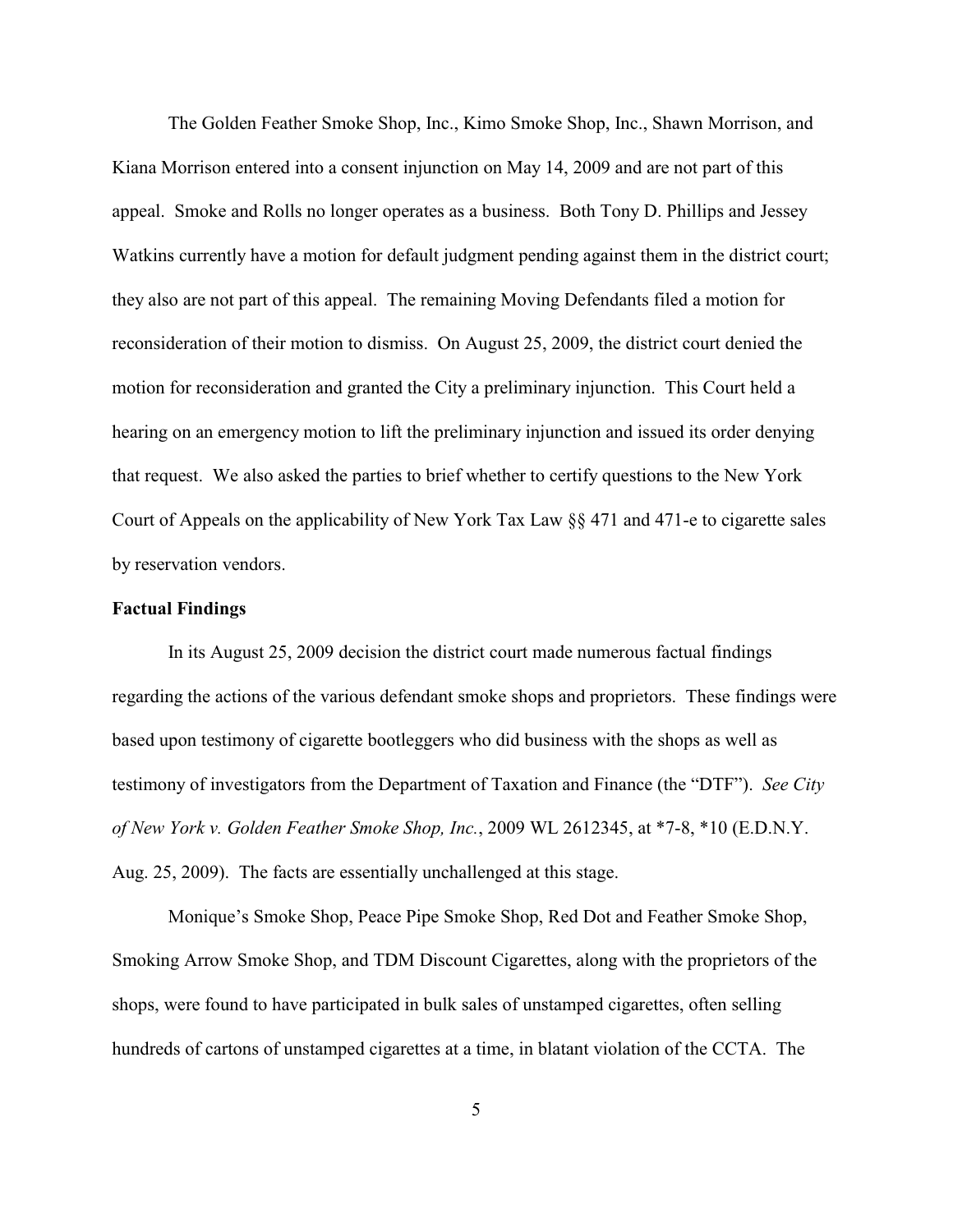The Golden Feather Smoke Shop, Inc., Kimo Smoke Shop, Inc., Shawn Morrison, and Kiana Morrison entered into a consent injunction on May 14, 2009 and are not part of this appeal. Smoke and Rolls no longer operates as a business. Both Tony D. Phillips and Jessey Watkins currently have a motion for default judgment pending against them in the district court; they also are not part of this appeal. The remaining Moving Defendants filed a motion for reconsideration of their motion to dismiss. On August 25, 2009, the district court denied the motion for reconsideration and granted the City a preliminary injunction. This Court held a hearing on an emergency motion to lift the preliminary injunction and issued its order denying that request. We also asked the parties to brief whether to certify questions to the New York Court of Appeals on the applicability of New York Tax Law §§ 471 and 471-e to cigarette sales by reservation vendors.

**Factual Findings**

In its August 25, 2009 decision the district court made numerous factual findings regarding the actions of the various defendant smoke shops and proprietors. These findings were based upon testimony of cigarette bootleggers who did business with the shops as well as testimony of investigators from the Department of Taxation and Finance (the "DTF"). *See City of New York v. Golden Feather Smoke Shop, Inc.*, 2009 WL 2612345, at *7-8, *10 (E.D.N.Y. Aug. 25, 2009). The facts are essentially unchallenged at this stage.

Monique's Smoke Shop, Peace Pipe Smoke Shop, Red Dot and Feather Smoke Shop, Smoking Arrow Smoke Shop, and TDM Discount Cigarettes, along with the proprietors of the shops, were found to have participated in bulk sales of unstamped cigarettes, often selling hundreds of cartons of unstamped cigarettes at a time, in blatant violation of the CCTA. The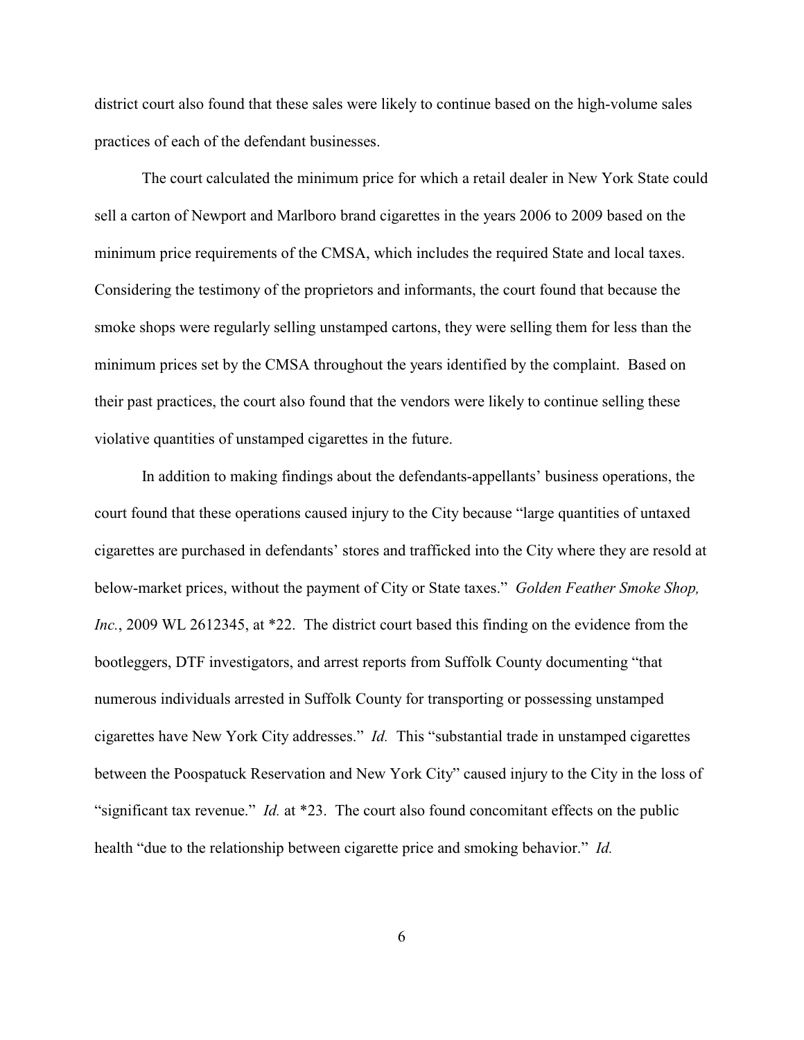district court also found that these sales were likely to continue based on the high-volume sales practices of each of the defendant businesses.

The court calculated the minimum price for which a retail dealer in New York State could sell a carton of Newport and Marlboro brand cigarettes in the years 2006 to 2009 based on the minimum price requirements of the CMSA, which includes the required State and local taxes. Considering the testimony of the proprietors and informants, the court found that because the smoke shops were regularly selling unstamped cartons, they were selling them for less than the minimum prices set by the CMSA throughout the years identified by the complaint. Based on their past practices, the court also found that the vendors were likely to continue selling these violative quantities of unstamped cigarettes in the future.

In addition to making findings about the defendants-appellants' business operations, the court found that these operations caused injury to the City because "large quantities of untaxed cigarettes are purchased in defendants' stores and trafficked into the City where they are resold at below-market prices, without the payment of City or State taxes." *Golden Feather Smoke Shop, Inc.*, 2009 WL 2612345, at *22. The district court based this finding on the evidence from the bootleggers, DTF investigators, and arrest reports from Suffolk County documenting "that numerous individuals arrested in Suffolk County for transporting or possessing unstamped cigarettes have New York City addresses." *Id.* This "substantial trade in unstamped cigarettes between the Poospatuck Reservation and New York City" caused injury to the City in the loss of "significant tax revenue." *Id.* at *23. The court also found concomitant effects on the public health "due to the relationship between cigarette price and smoking behavior." *Id.*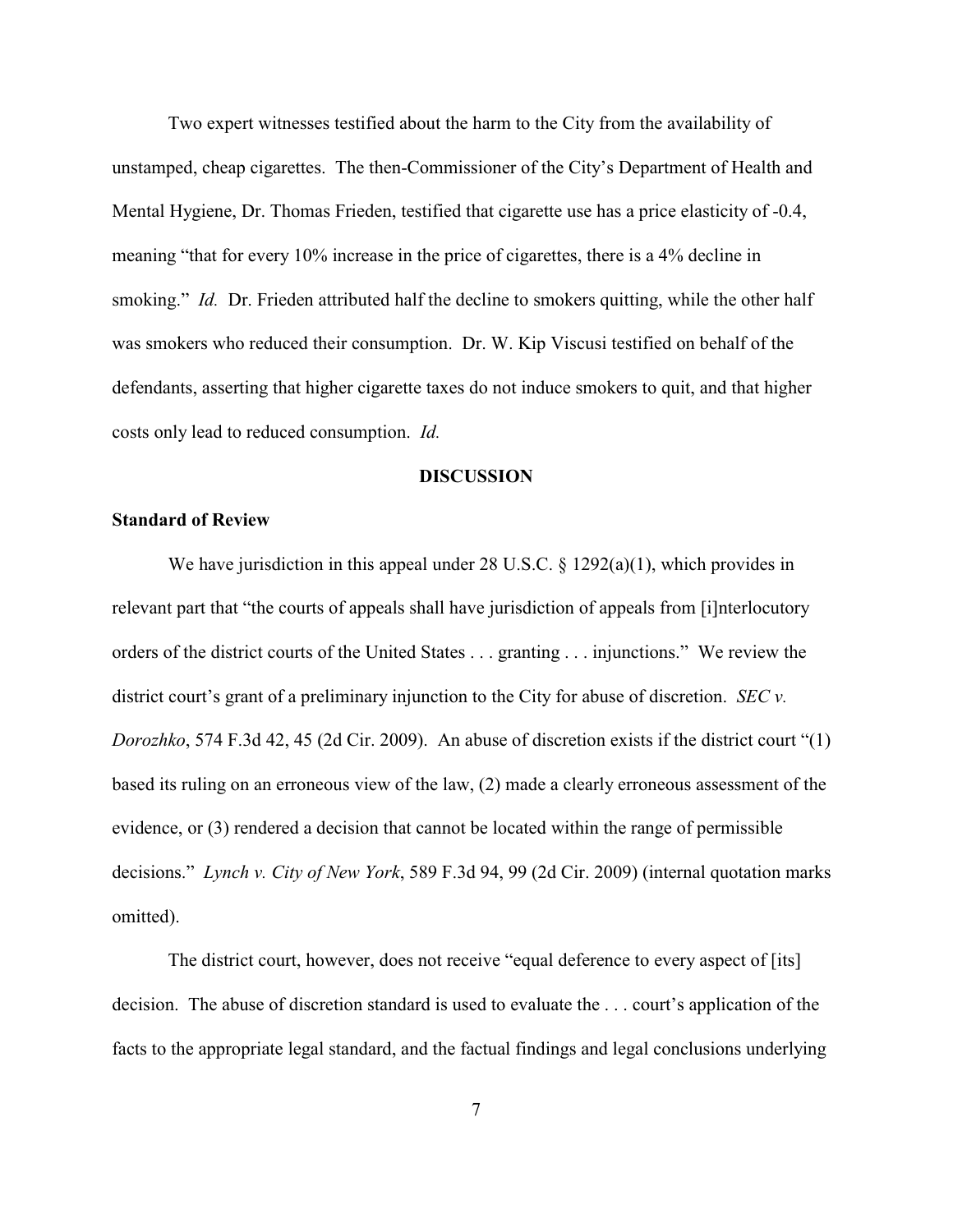Two expert witnesses testified about the harm to the City from the availability of unstamped, cheap cigarettes. The then-Commissioner of the City's Department of Health and Mental Hygiene, Dr. Thomas Frieden, testified that cigarette use has a price elasticity of -0.4, meaning "that for every 10% increase in the price of cigarettes, there is a 4% decline in smoking." *Id.* Dr. Frieden attributed half the decline to smokers quitting, while the other half was smokers who reduced their consumption. Dr. W. Kip Viscusi testified on behalf of the defendants, asserting that higher cigarette taxes do not induce smokers to quit, and that higher costs only lead to reduced consumption. *Id.*

## DISCUSSION

### Standard of Review

We have jurisdiction in this appeal under 28 U.S.C. § 1292(a)(1), which provides in relevant part that "the courts of appeals shall have jurisdiction of appeals from [i]nterlocutory orders of the district courts of the United States . . . granting . . . injunctions." We review the district court's grant of a preliminary injunction to the City for abuse of discretion. *SEC v. Dorozhko*, 574 F.3d 42, 45 (2d Cir. 2009). An abuse of discretion exists if the district court "(1) based its ruling on an erroneous view of the law, (2) made a clearly erroneous assessment of the evidence, or (3) rendered a decision that cannot be located within the range of permissible decisions." *Lynch v. City of New York*, 589 F.3d 94, 99 (2d Cir. 2009) (internal quotation marks omitted).

The district court, however, does not receive "equal deference to every aspect of [its] decision. The abuse of discretion standard is used to evaluate the . . . court's application of the facts to the appropriate legal standard, and the factual findings and legal conclusions underlying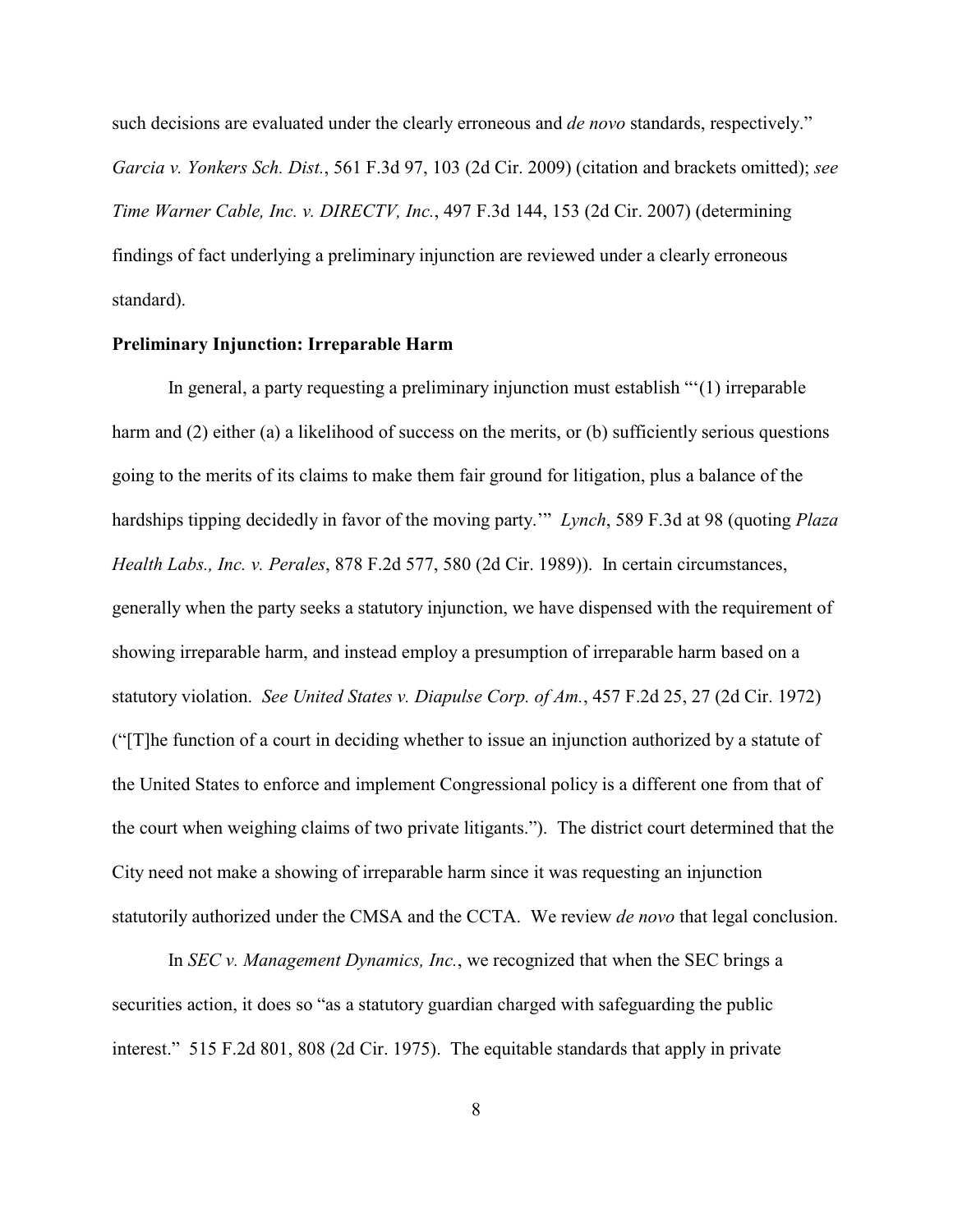such decisions are evaluated under the clearly erroneous and *de novo* standards, respectively." *Garcia v. Yonkers Sch. Dist.*, 561 F.3d 97, 103 (2d Cir. 2009) (citation and brackets omitted); *see Time Warner Cable, Inc. v. DIRECTV, Inc.*, 497 F.3d 144, 153 (2d Cir. 2007) (determining findings of fact underlying a preliminary injunction are reviewed under a clearly erroneous standard).

**Preliminary Injunction: Irreparable Harm**

In general, a party requesting a preliminary injunction must establish "'(1) irreparable harm and (2) either (a) a likelihood of success on the merits, or (b) sufficiently serious questions going to the merits of its claims to make them fair ground for litigation, plus a balance of the hardships tipping decidedly in favor of the moving party.'" *Lynch*, 589 F.3d at 98 (quoting *Plaza Health Labs., Inc. v. Perales*, 878 F.2d 577, 580 (2d Cir. 1989)). In certain circumstances, generally when the party seeks a statutory injunction, we have dispensed with the requirement of showing irreparable harm, and instead employ a presumption of irreparable harm based on a statutory violation. *See United States v. Diapulse Corp. of Am.*, 457 F.2d 25, 27 (2d Cir. 1972) ("[T]he function of a court in deciding whether to issue an injunction authorized by a statute of the United States to enforce and implement Congressional policy is a different one from that of the court when weighing claims of two private litigants."). The district court determined that the City need not make a showing of irreparable harm since it was requesting an injunction statutorily authorized under the CMSA and the CCTA. We review *de novo* that legal conclusion.

In *SEC v. Management Dynamics, Inc.*, we recognized that when the SEC brings a securities action, it does so "as a statutory guardian charged with safeguarding the public interest." 515 F.2d 801, 808 (2d Cir. 1975). The equitable standards that apply in private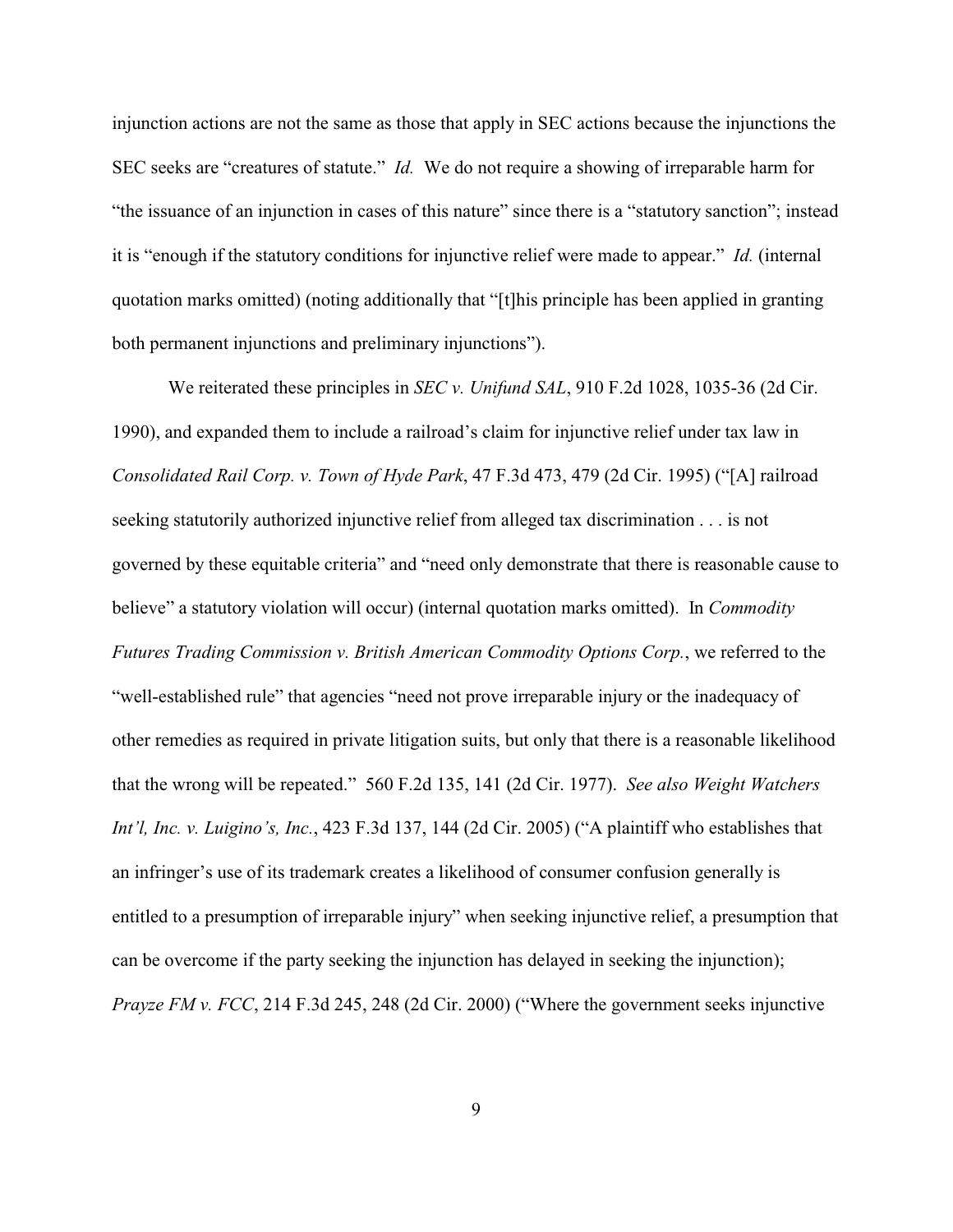injunction actions are not the same as those that apply in SEC actions because the injunctions the SEC seeks are "creatures of statute." *Id.* We do not require a showing of irreparable harm for "the issuance of an injunction in cases of this nature" since there is a "statutory sanction"; instead it is "enough if the statutory conditions for injunctive relief were made to appear." *Id.* (internal quotation marks omitted) (noting additionally that "[t]his principle has been applied in granting both permanent injunctions and preliminary injunctions").

We reiterated these principles in *SEC v. Unifund SAL*, 910 F.2d 1028, 1035-36 (2d Cir. 1990), and expanded them to include a railroad's claim for injunctive relief under tax law in *Consolidated Rail Corp. v. Town of Hyde Park*, 47 F.3d 473, 479 (2d Cir. 1995) ("[A] railroad seeking statutorily authorized injunctive relief from alleged tax discrimination . . . is not governed by these equitable criteria" and "need only demonstrate that there is reasonable cause to believe" a statutory violation will occur) (internal quotation marks omitted). In *Commodity Futures Trading Commission v. British American Commodity Options Corp.*, we referred to the "well-established rule" that agencies "need not prove irreparable injury or the inadequacy of other remedies as required in private litigation suits, but only that there is a reasonable likelihood that the wrong will be repeated." 560 F.2d 135, 141 (2d Cir. 1977). *See also Weight Watchers Int'l, Inc. v. Luigino's, Inc.*, 423 F.3d 137, 144 (2d Cir. 2005) ("A plaintiff who establishes that an infringer's use of its trademark creates a likelihood of consumer confusion generally is entitled to a presumption of irreparable injury" when seeking injunctive relief, a presumption that can be overcome if the party seeking the injunction has delayed in seeking the injunction); *Prayze FM v. FCC*, 214 F.3d 245, 248 (2d Cir. 2000) ("Where the government seeks injunctive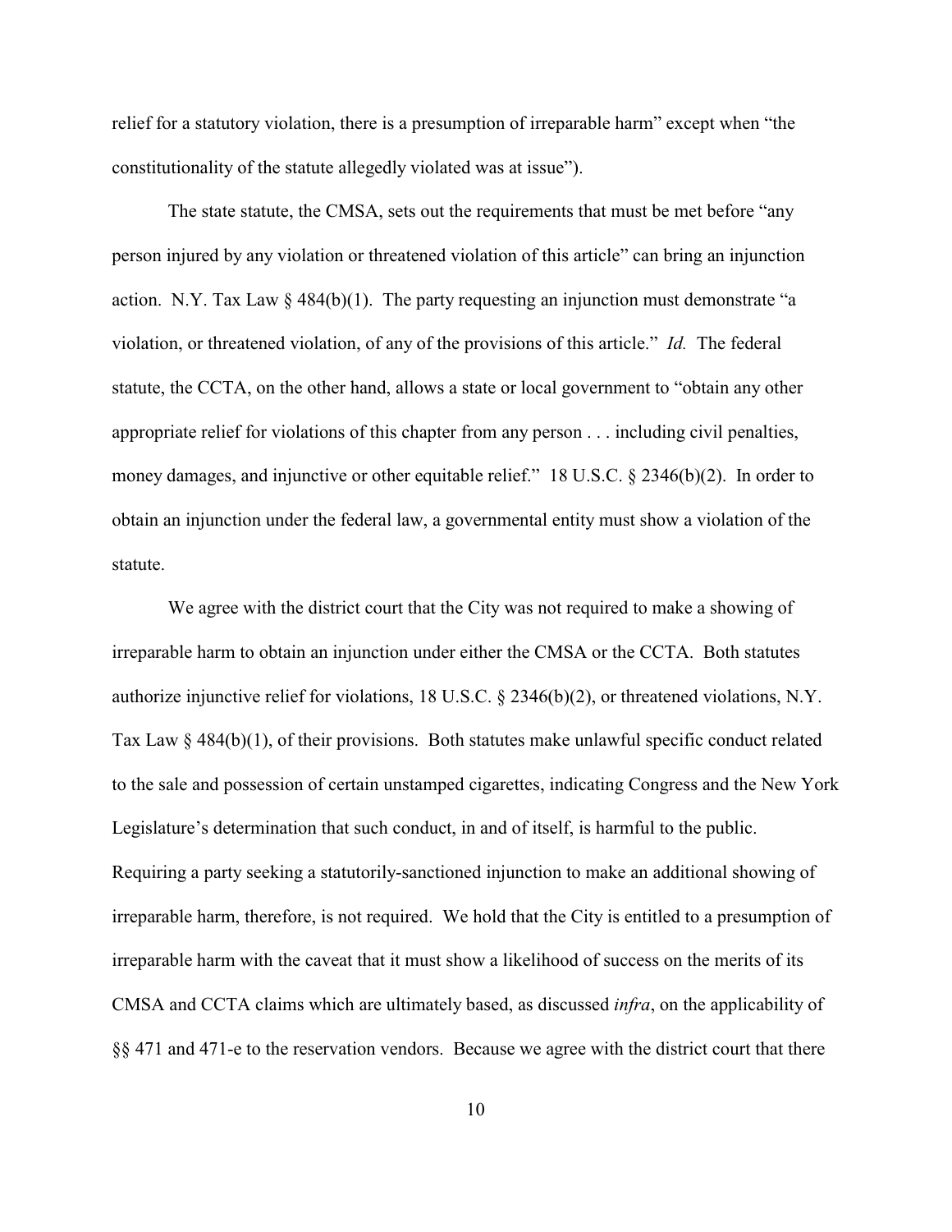relief for a statutory violation, there is a presumption of irreparable harm" except when "the constitutionality of the statute allegedly violated was at issue").

The state statute, the CMSA, sets out the requirements that must be met before "any person injured by any violation or threatened violation of this article" can bring an injunction action. N.Y. Tax Law § 484(b)(1). The party requesting an injunction must demonstrate "a violation, or threatened violation, of any of the provisions of this article." *Id.* The federal statute, the CCTA, on the other hand, allows a state or local government to "obtain any other appropriate relief for violations of this chapter from any person . . . including civil penalties, money damages, and injunctive or other equitable relief." 18 U.S.C. § 2346(b)(2). In order to obtain an injunction under the federal law, a governmental entity must show a violation of the statute.

We agree with the district court that the City was not required to make a showing of irreparable harm to obtain an injunction under either the CMSA or the CCTA. Both statutes authorize injunctive relief for violations, 18 U.S.C. § 2346(b)(2), or threatened violations, N.Y. Tax Law § 484(b)(1), of their provisions. Both statutes make unlawful specific conduct related to the sale and possession of certain unstamped cigarettes, indicating Congress and the New York Legislature's determination that such conduct, in and of itself, is harmful to the public. Requiring a party seeking a statutorily-sanctioned injunction to make an additional showing of irreparable harm, therefore, is not required. We hold that the City is entitled to a presumption of irreparable harm with the caveat that it must show a likelihood of success on the merits of its CMSA and CCTA claims which are ultimately based, as discussed *infra*, on the applicability of §§ 471 and 471-e to the reservation vendors. Because we agree with the district court that there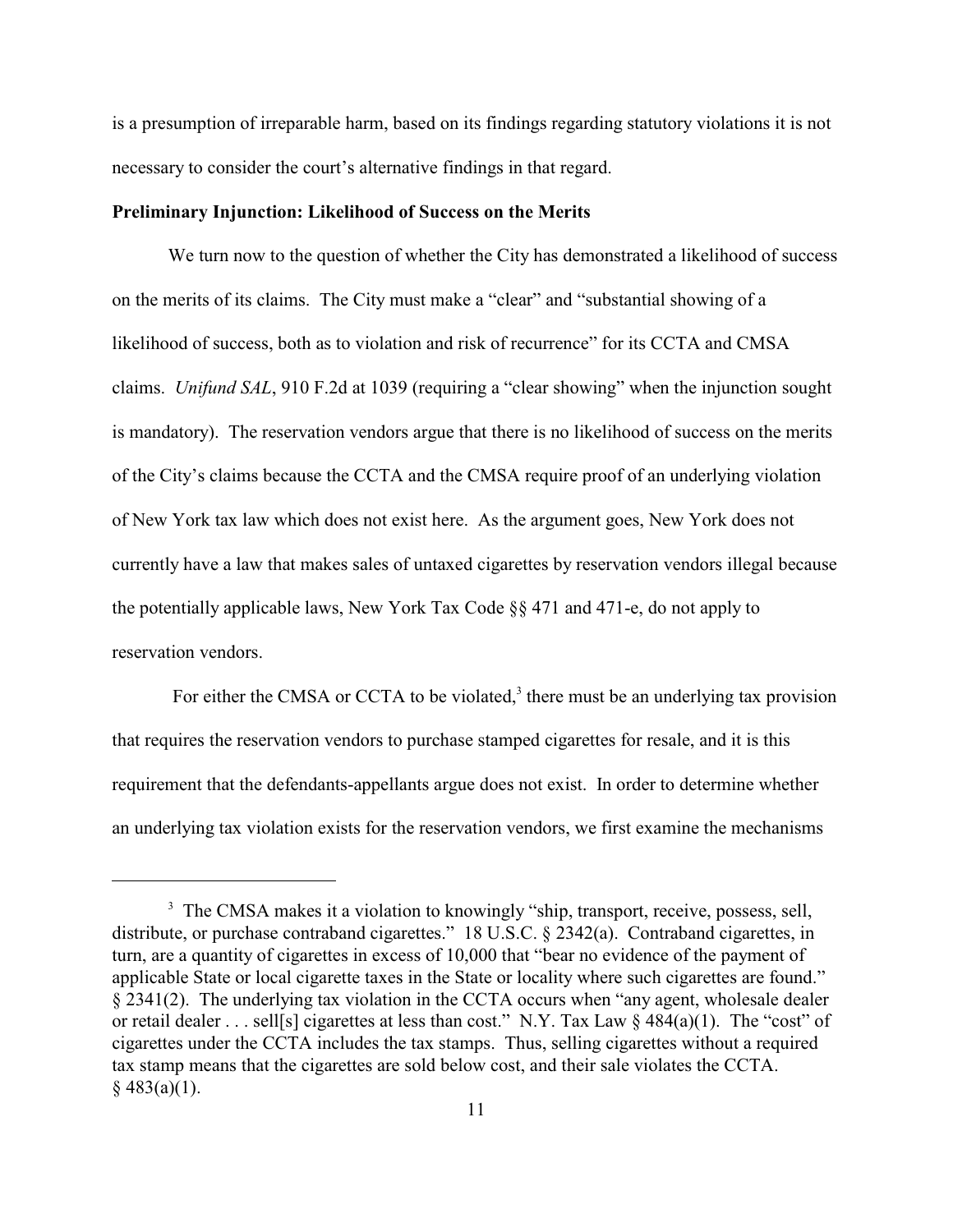is a presumption of irreparable harm, based on its findings regarding statutory violations it is not necessary to consider the court's alternative findings in that regard.

**Preliminary Injunction: Likelihood of Success on the Merits**

We turn now to the question of whether the City has demonstrated a likelihood of success on the merits of its claims. The City must make a "clear" and "substantial showing of a likelihood of success, both as to violation and risk of recurrence" for its CCTA and CMSA claims. *Unifund SAL*, 910 F.2d at 1039 (requiring a "clear showing" when the injunction sought is mandatory). The reservation vendors argue that there is no likelihood of success on the merits of the City's claims because the CCTA and the CMSA require proof of an underlying violation of New York tax law which does not exist here. As the argument goes, New York does not currently have a law that makes sales of untaxed cigarettes by reservation vendors illegal because the potentially applicable laws, New York Tax Code §§ 471 and 471-e, do not apply to reservation vendors.

For either the CMSA or CCTA to be violated,[3] there must be an underlying tax provision that requires the reservation vendors to purchase stamped cigarettes for resale, and it is this requirement that the defendants-appellants argue does not exist. In order to determine whether an underlying tax violation exists for the reservation vendors, we first examine the mechanisms

---

[3] The CMSA makes it a violation to knowingly "ship, transport, receive, possess, sell, distribute, or purchase contraband cigarettes." 18 U.S.C. § 2342(a). Contraband cigarettes, in turn, are a quantity of cigarettes in excess of 10,000 that "bear no evidence of the payment of applicable State or local cigarette taxes in the State or locality where such cigarettes are found." § 2341(2). The underlying tax violation in the CCTA occurs when "any agent, wholesale dealer or retail dealer . . . sell[s] cigarettes at less than cost." N.Y. Tax Law § 484(a)(1). The "cost" of cigarettes under the CCTA includes the tax stamps. Thus, selling cigarettes without a required tax stamp means that the cigarettes are sold below cost, and their sale violates the CCTA. § 483(a)(1).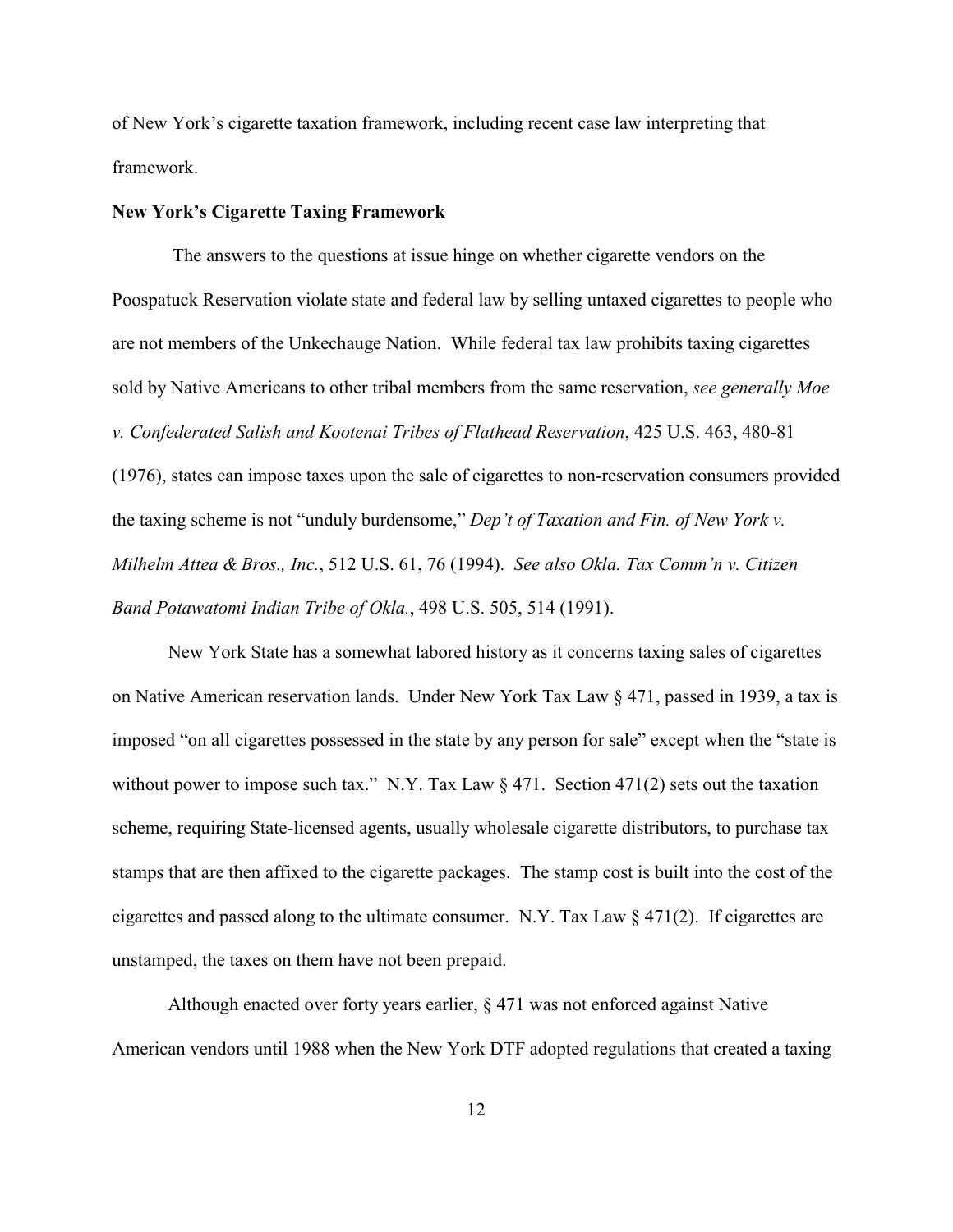of New York's cigarette taxation framework, including recent case law interpreting that framework.

**New York's Cigarette Taxing Framework**

The answers to the questions at issue hinge on whether cigarette vendors on the Poospatuck Reservation violate state and federal law by selling untaxed cigarettes to people who are not members of the Unkechauge Nation. While federal tax law prohibits taxing cigarettes sold by Native Americans to other tribal members from the same reservation, *see generally Moe v. Confederated Salish and Kootenai Tribes of Flathead Reservation*, 425 U.S. 463, 480-81 (1976), states can impose taxes upon the sale of cigarettes to non-reservation consumers provided the taxing scheme is not "unduly burdensome," *Dep't of Taxation and Fin. of New York v. Milhelm Attea & Bros., Inc.*, 512 U.S. 61, 76 (1994). *See also Okla. Tax Comm'n v. Citizen Band Potawatomi Indian Tribe of Okla.*, 498 U.S. 505, 514 (1991).

New York State has a somewhat labored history as it concerns taxing sales of cigarettes on Native American reservation lands. Under New York Tax Law § 471, passed in 1939, a tax is imposed "on all cigarettes possessed in the state by any person for sale" except when the "state is without power to impose such tax." N.Y. Tax Law § 471. Section 471(2) sets out the taxation scheme, requiring State-licensed agents, usually wholesale cigarette distributors, to purchase tax stamps that are then affixed to the cigarette packages. The stamp cost is built into the cost of the cigarettes and passed along to the ultimate consumer. N.Y. Tax Law § 471(2). If cigarettes are unstamped, the taxes on them have not been prepaid.

Although enacted over forty years earlier, § 471 was not enforced against Native American vendors until 1988 when the New York DTF adopted regulations that created a taxing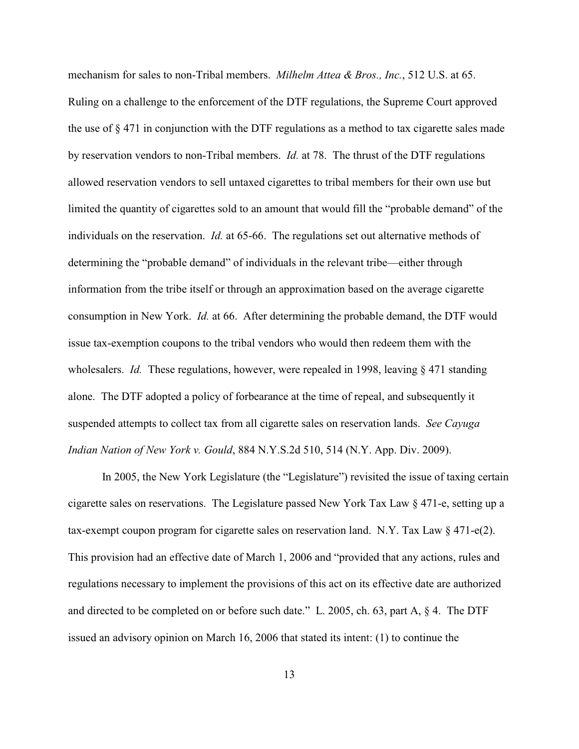mechanism for sales to non-Tribal members. *Milhelm Attea & Bros., Inc.*, 512 U.S. at 65. Ruling on a challenge to the enforcement of the DTF regulations, the Supreme Court approved the use of § 471 in conjunction with the DTF regulations as a method to tax cigarette sales made by reservation vendors to non-Tribal members. *Id.* at 78. The thrust of the DTF regulations allowed reservation vendors to sell untaxed cigarettes to tribal members for their own use but limited the quantity of cigarettes sold to an amount that would fill the "probable demand" of the individuals on the reservation. *Id.* at 65-66. The regulations set out alternative methods of determining the "probable demand" of individuals in the relevant tribe—either through information from the tribe itself or through an approximation based on the average cigarette consumption in New York. *Id.* at 66. After determining the probable demand, the DTF would issue tax-exemption coupons to the tribal vendors who would then redeem them with the wholesalers. *Id.* These regulations, however, were repealed in 1998, leaving § 471 standing alone. The DTF adopted a policy of forbearance at the time of repeal, and subsequently it suspended attempts to collect tax from all cigarette sales on reservation lands. *See Cayuga Indian Nation of New York v. Gould*, 884 N.Y.S.2d 510, 514 (N.Y. App. Div. 2009).

In 2005, the New York Legislature (the "Legislature") revisited the issue of taxing certain cigarette sales on reservations. The Legislature passed New York Tax Law § 471-e, setting up a tax-exempt coupon program for cigarette sales on reservation land. N.Y. Tax Law § 471-e(2). This provision had an effective date of March 1, 2006 and "provided that any actions, rules and regulations necessary to implement the provisions of this act on its effective date are authorized and directed to be completed on or before such date." L. 2005, ch. 63, part A, § 4. The DTF issued an advisory opinion on March 16, 2006 that stated its intent: (1) to continue the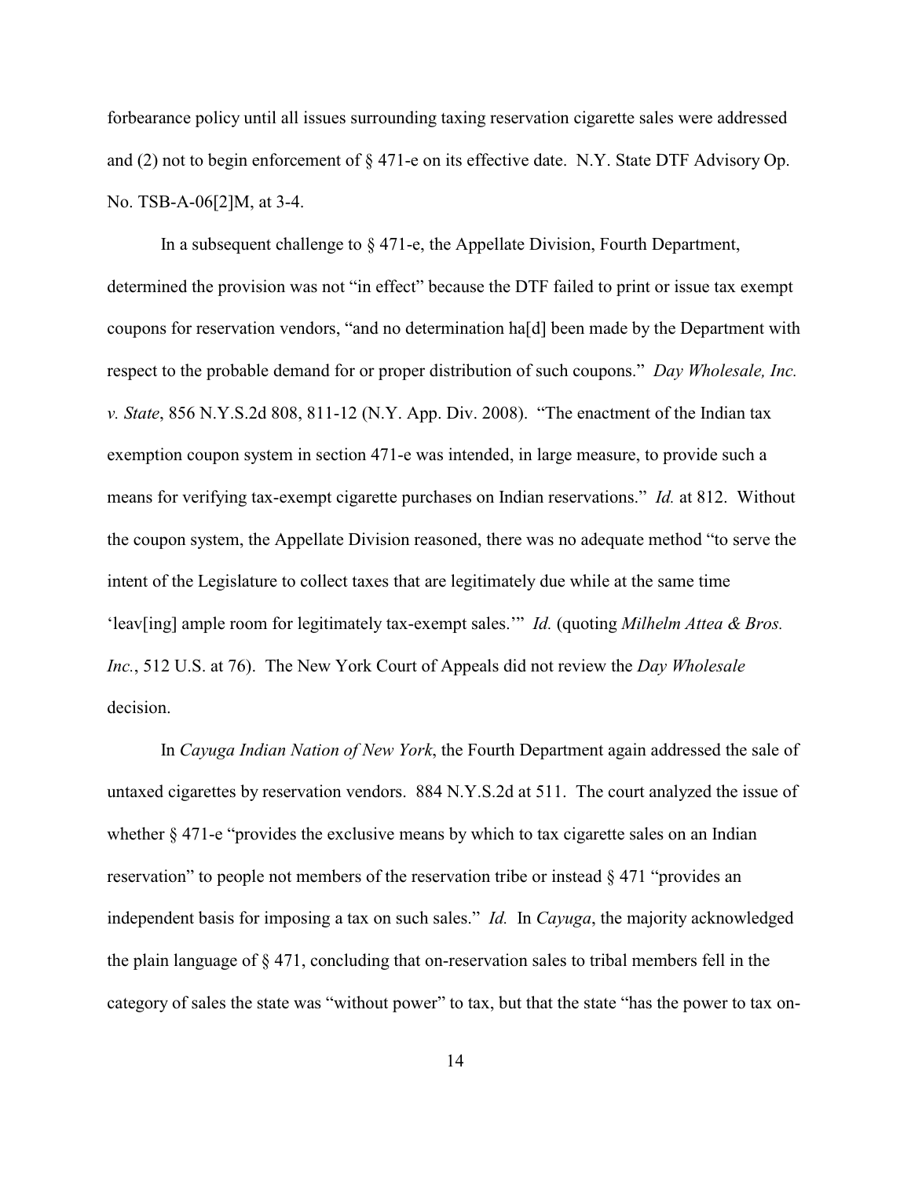forbearance policy until all issues surrounding taxing reservation cigarette sales were addressed and (2) not to begin enforcement of § 471-e on its effective date. N.Y. State DTF Advisory Op. No. TSB-A-06[2]M, at 3-4.

In a subsequent challenge to § 471-e, the Appellate Division, Fourth Department, determined the provision was not "in effect" because the DTF failed to print or issue tax exempt coupons for reservation vendors, "and no determination ha[d] been made by the Department with respect to the probable demand for or proper distribution of such coupons." *Day Wholesale, Inc. v. State*, 856 N.Y.S.2d 808, 811-12 (N.Y. App. Div. 2008). "The enactment of the Indian tax exemption coupon system in section 471-e was intended, in large measure, to provide such a means for verifying tax-exempt cigarette purchases on Indian reservations." *Id.* at 812. Without the coupon system, the Appellate Division reasoned, there was no adequate method "to serve the intent of the Legislature to collect taxes that are legitimately due while at the same time 'leav[ing] ample room for legitimately tax-exempt sales.'" *Id.* (quoting *Milhelm Attea & Bros. Inc.*, 512 U.S. at 76). The New York Court of Appeals did not review the *Day Wholesale* decision.

In *Cayuga Indian Nation of New York*, the Fourth Department again addressed the sale of untaxed cigarettes by reservation vendors. 884 N.Y.S.2d at 511. The court analyzed the issue of whether § 471-e "provides the exclusive means by which to tax cigarette sales on an Indian reservation" to people not members of the reservation tribe or instead § 471 "provides an independent basis for imposing a tax on such sales." *Id.* In *Cayuga*, the majority acknowledged the plain language of § 471, concluding that on-reservation sales to tribal members fell in the category of sales the state was "without power" to tax, but that the state "has the power to tax on-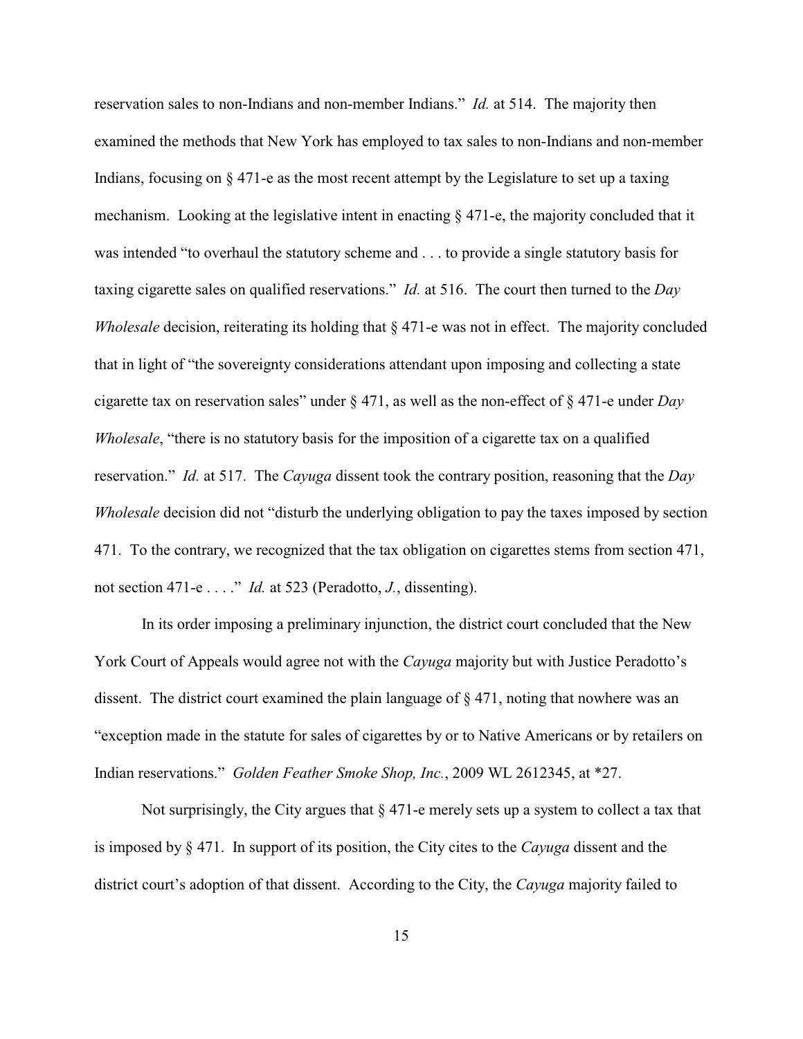reservation sales to non-Indians and non-member Indians." *Id.* at 514. The majority then examined the methods that New York has employed to tax sales to non-Indians and non-member Indians, focusing on § 471-e as the most recent attempt by the Legislature to set up a taxing mechanism. Looking at the legislative intent in enacting § 471-e, the majority concluded that it was intended "to overhaul the statutory scheme and . . . to provide a single statutory basis for taxing cigarette sales on qualified reservations." *Id.* at 516. The court then turned to the *Day Wholesale* decision, reiterating its holding that § 471-e was not in effect. The majority concluded that in light of "the sovereignty considerations attendant upon imposing and collecting a state cigarette tax on reservation sales" under § 471, as well as the non-effect of § 471-e under *Day Wholesale*, "there is no statutory basis for the imposition of a cigarette tax on a qualified reservation." *Id.* at 517. The *Cayuga* dissent took the contrary position, reasoning that the *Day Wholesale* decision did not "disturb the underlying obligation to pay the taxes imposed by section 471. To the contrary, we recognized that the tax obligation on cigarettes stems from section 471, not section 471-e . . . ." *Id.* at 523 (Peradotto, *J.*, dissenting).

In its order imposing a preliminary injunction, the district court concluded that the New York Court of Appeals would agree not with the *Cayuga* majority but with Justice Peradotto's dissent. The district court examined the plain language of § 471, noting that nowhere was an "exception made in the statute for sales of cigarettes by or to Native Americans or by retailers on Indian reservations." *Golden Feather Smoke Shop, Inc.*, 2009 WL 2612345, at *27.

Not surprisingly, the City argues that § 471-e merely sets up a system to collect a tax that is imposed by § 471. In support of its position, the City cites to the *Cayuga* dissent and the district court's adoption of that dissent. According to the City, the *Cayuga* majority failed to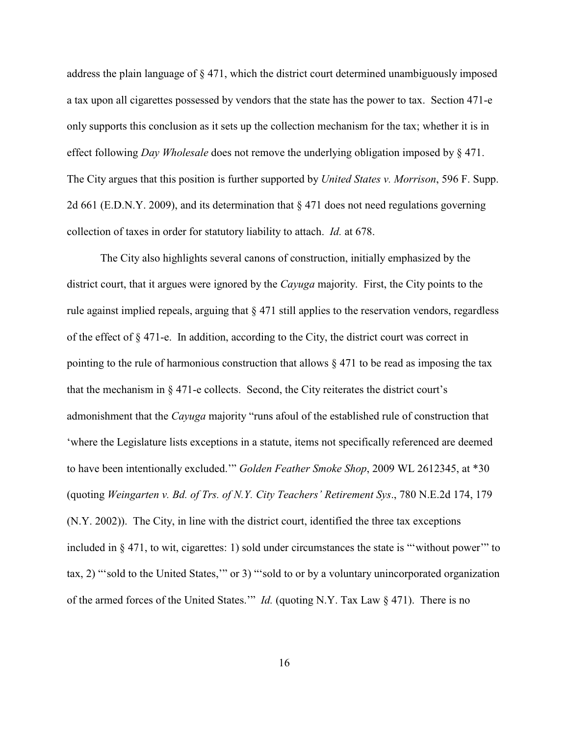address the plain language of § 471, which the district court determined unambiguously imposed a tax upon all cigarettes possessed by vendors that the state has the power to tax. Section 471-e only supports this conclusion as it sets up the collection mechanism for the tax; whether it is in effect following *Day Wholesale* does not remove the underlying obligation imposed by § 471. The City argues that this position is further supported by *United States v. Morrison*, 596 F. Supp. 2d 661 (E.D.N.Y. 2009), and its determination that § 471 does not need regulations governing collection of taxes in order for statutory liability to attach. *Id.* at 678.

The City also highlights several canons of construction, initially emphasized by the district court, that it argues were ignored by the *Cayuga* majority. First, the City points to the rule against implied repeals, arguing that § 471 still applies to the reservation vendors, regardless of the effect of § 471-e. In addition, according to the City, the district court was correct in pointing to the rule of harmonious construction that allows § 471 to be read as imposing the tax that the mechanism in § 471-e collects. Second, the City reiterates the district court's admonishment that the *Cayuga* majority "runs afoul of the established rule of construction that 'where the Legislature lists exceptions in a statute, items not specifically referenced are deemed to have been intentionally excluded.'" *Golden Feather Smoke Shop*, 2009 WL 2612345, at *30 (quoting *Weingarten v. Bd. of Trs. of N.Y. City Teachers' Retirement Sys*., 780 N.E.2d 174, 179 (N.Y. 2002)). The City, in line with the district court, identified the three tax exceptions included in § 471, to wit, cigarettes: 1) sold under circumstances the state is "'without power'" to tax, 2) "'sold to the United States,'" or 3) "'sold to or by a voluntary unincorporated organization of the armed forces of the United States.'" *Id.* (quoting N.Y. Tax Law § 471). There is no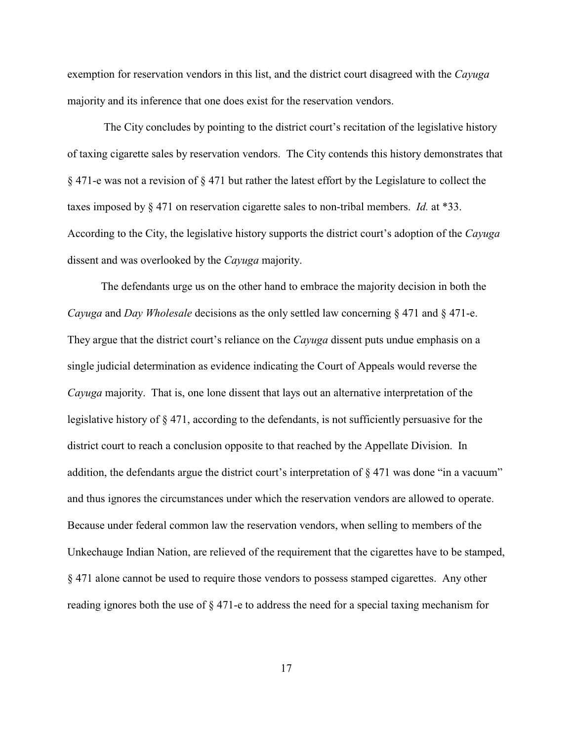exemption for reservation vendors in this list, and the district court disagreed with the *Cayuga* majority and its inference that one does exist for the reservation vendors.

The City concludes by pointing to the district court's recitation of the legislative history of taxing cigarette sales by reservation vendors. The City contends this history demonstrates that § 471-e was not a revision of § 471 but rather the latest effort by the Legislature to collect the taxes imposed by § 471 on reservation cigarette sales to non-tribal members. *Id.* at *33. According to the City, the legislative history supports the district court's adoption of the *Cayuga* dissent and was overlooked by the *Cayuga* majority.

The defendants urge us on the other hand to embrace the majority decision in both the *Cayuga* and *Day Wholesale* decisions as the only settled law concerning § 471 and § 471-e. They argue that the district court's reliance on the *Cayuga* dissent puts undue emphasis on a single judicial determination as evidence indicating the Court of Appeals would reverse the *Cayuga* majority. That is, one lone dissent that lays out an alternative interpretation of the legislative history of § 471, according to the defendants, is not sufficiently persuasive for the district court to reach a conclusion opposite to that reached by the Appellate Division. In addition, the defendants argue the district court's interpretation of § 471 was done "in a vacuum" and thus ignores the circumstances under which the reservation vendors are allowed to operate. Because under federal common law the reservation vendors, when selling to members of the Unkechauge Indian Nation, are relieved of the requirement that the cigarettes have to be stamped, § 471 alone cannot be used to require those vendors to possess stamped cigarettes. Any other reading ignores both the use of § 471-e to address the need for a special taxing mechanism for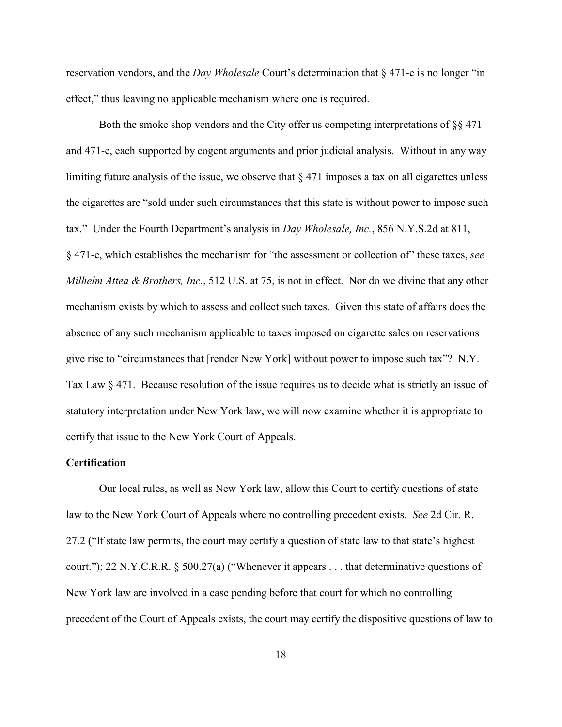reservation vendors, and the *Day Wholesale* Court's determination that § 471-e is no longer "in effect," thus leaving no applicable mechanism where one is required.

Both the smoke shop vendors and the City offer us competing interpretations of §§ 471 and 471-e, each supported by cogent arguments and prior judicial analysis. Without in any way limiting future analysis of the issue, we observe that § 471 imposes a tax on all cigarettes unless the cigarettes are "sold under such circumstances that this state is without power to impose such tax." Under the Fourth Department's analysis in *Day Wholesale, Inc.*, 856 N.Y.S.2d at 811, § 471-e, which establishes the mechanism for "the assessment or collection of" these taxes, *see Milhelm Attea & Brothers, Inc.*, 512 U.S. at 75, is not in effect. Nor do we divine that any other mechanism exists by which to assess and collect such taxes. Given this state of affairs does the absence of any such mechanism applicable to taxes imposed on cigarette sales on reservations give rise to "circumstances that [render New York] without power to impose such tax"? N.Y. Tax Law § 471. Because resolution of the issue requires us to decide what is strictly an issue of statutory interpretation under New York law, we will now examine whether it is appropriate to certify that issue to the New York Court of Appeals.

**Certification**

Our local rules, as well as New York law, allow this Court to certify questions of state law to the New York Court of Appeals where no controlling precedent exists. *See* 2d Cir. R. 27.2 ("If state law permits, the court may certify a question of state law to that state's highest court."); 22 N.Y.C.R.R. § 500.27(a) ("Whenever it appears . . . that determinative questions of New York law are involved in a case pending before that court for which no controlling precedent of the Court of Appeals exists, the court may certify the dispositive questions of law to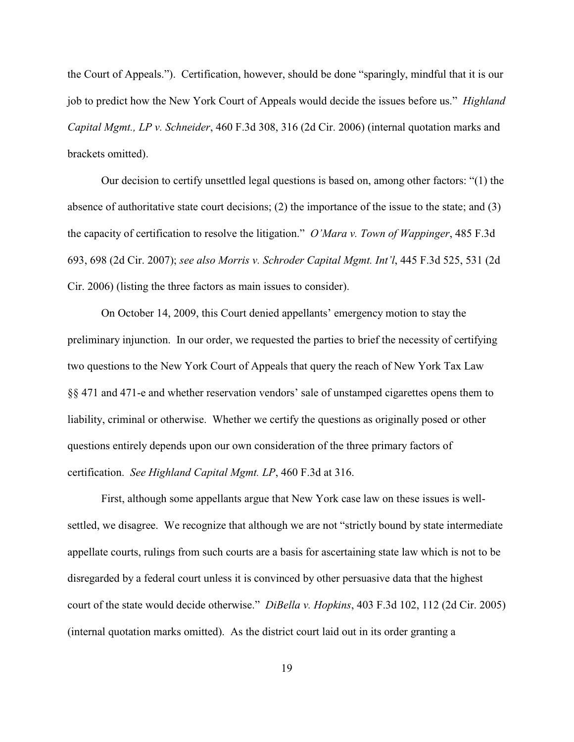the Court of Appeals."). Certification, however, should be done "sparingly, mindful that it is our job to predict how the New York Court of Appeals would decide the issues before us." *Highland Capital Mgmt., LP v. Schneider*, 460 F.3d 308, 316 (2d Cir. 2006) (internal quotation marks and brackets omitted).

Our decision to certify unsettled legal questions is based on, among other factors: "(1) the absence of authoritative state court decisions; (2) the importance of the issue to the state; and (3) the capacity of certification to resolve the litigation." *O'Mara v. Town of Wappinger*, 485 F.3d 693, 698 (2d Cir. 2007); *see also Morris v. Schroder Capital Mgmt. Int'l*, 445 F.3d 525, 531 (2d Cir. 2006) (listing the three factors as main issues to consider).

On October 14, 2009, this Court denied appellants' emergency motion to stay the preliminary injunction. In our order, we requested the parties to brief the necessity of certifying two questions to the New York Court of Appeals that query the reach of New York Tax Law §§ 471 and 471-e and whether reservation vendors' sale of unstamped cigarettes opens them to liability, criminal or otherwise. Whether we certify the questions as originally posed or other questions entirely depends upon our own consideration of the three primary factors of certification. *See Highland Capital Mgmt. LP*, 460 F.3d at 316.

First, although some appellants argue that New York case law on these issues is well-settled, we disagree. We recognize that although we are not "strictly bound by state intermediate appellate courts, rulings from such courts are a basis for ascertaining state law which is not to be disregarded by a federal court unless it is convinced by other persuasive data that the highest court of the state would decide otherwise." *DiBella v. Hopkins*, 403 F.3d 102, 112 (2d Cir. 2005) (internal quotation marks omitted). As the district court laid out in its order granting a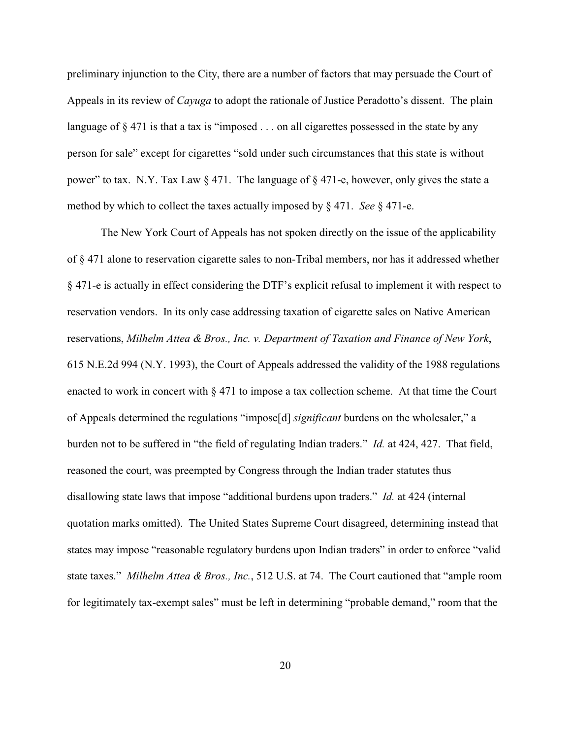preliminary injunction to the City, there are a number of factors that may persuade the Court of Appeals in its review of *Cayuga* to adopt the rationale of Justice Peradotto's dissent. The plain language of § 471 is that a tax is "imposed . . . on all cigarettes possessed in the state by any person for sale" except for cigarettes "sold under such circumstances that this state is without power" to tax. N.Y. Tax Law § 471. The language of § 471-e, however, only gives the state a method by which to collect the taxes actually imposed by § 471. *See* § 471-e.

The New York Court of Appeals has not spoken directly on the issue of the applicability of § 471 alone to reservation cigarette sales to non-Tribal members, nor has it addressed whether § 471-e is actually in effect considering the DTF's explicit refusal to implement it with respect to reservation vendors. In its only case addressing taxation of cigarette sales on Native American reservations, *Milhelm Attea & Bros., Inc. v. Department of Taxation and Finance of New York*, 615 N.E.2d 994 (N.Y. 1993), the Court of Appeals addressed the validity of the 1988 regulations enacted to work in concert with § 471 to impose a tax collection scheme. At that time the Court of Appeals determined the regulations "impose[d] *significant* burdens on the wholesaler," a burden not to be suffered in "the field of regulating Indian traders." *Id.* at 424, 427. That field, reasoned the court, was preempted by Congress through the Indian trader statutes thus disallowing state laws that impose "additional burdens upon traders." *Id.* at 424 (internal quotation marks omitted). The United States Supreme Court disagreed, determining instead that states may impose "reasonable regulatory burdens upon Indian traders" in order to enforce "valid state taxes." *Milhelm Attea & Bros., Inc.*, 512 U.S. at 74. The Court cautioned that "ample room for legitimately tax-exempt sales" must be left in determining "probable demand," room that the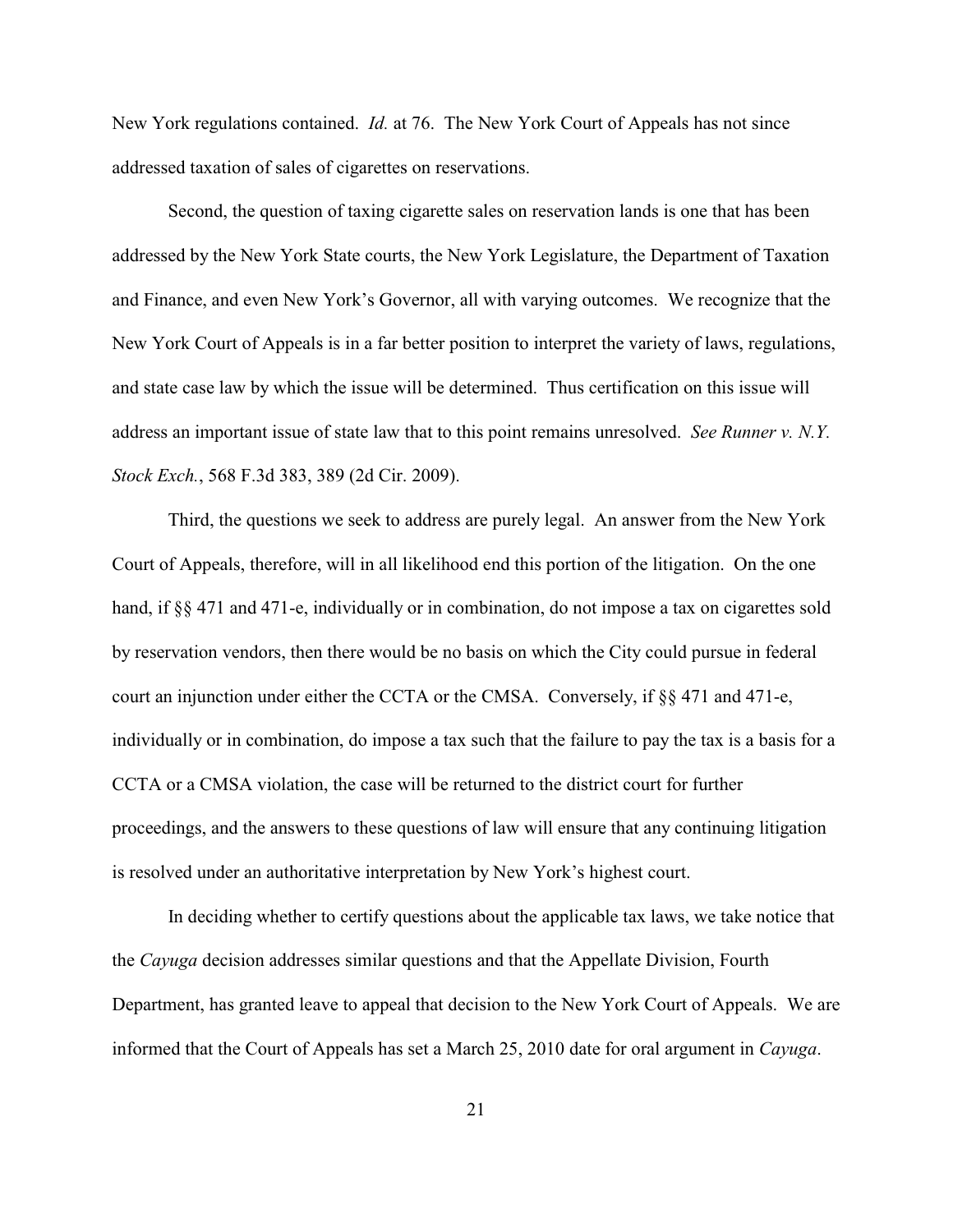New York regulations contained. *Id.* at 76. The New York Court of Appeals has not since addressed taxation of sales of cigarettes on reservations.

Second, the question of taxing cigarette sales on reservation lands is one that has been addressed by the New York State courts, the New York Legislature, the Department of Taxation and Finance, and even New York's Governor, all with varying outcomes. We recognize that the New York Court of Appeals is in a far better position to interpret the variety of laws, regulations, and state case law by which the issue will be determined. Thus certification on this issue will address an important issue of state law that to this point remains unresolved. *See Runner v. N.Y. Stock Exch.*, 568 F.3d 383, 389 (2d Cir. 2009).

Third, the questions we seek to address are purely legal. An answer from the New York Court of Appeals, therefore, will in all likelihood end this portion of the litigation. On the one hand, if §§ 471 and 471-e, individually or in combination, do not impose a tax on cigarettes sold by reservation vendors, then there would be no basis on which the City could pursue in federal court an injunction under either the CCTA or the CMSA. Conversely, if §§ 471 and 471-e, individually or in combination, do impose a tax such that the failure to pay the tax is a basis for a CCTA or a CMSA violation, the case will be returned to the district court for further proceedings, and the answers to these questions of law will ensure that any continuing litigation is resolved under an authoritative interpretation by New York's highest court.

In deciding whether to certify questions about the applicable tax laws, we take notice that the *Cayuga* decision addresses similar questions and that the Appellate Division, Fourth Department, has granted leave to appeal that decision to the New York Court of Appeals. We are informed that the Court of Appeals has set a March 25, 2010 date for oral argument in *Cayuga*.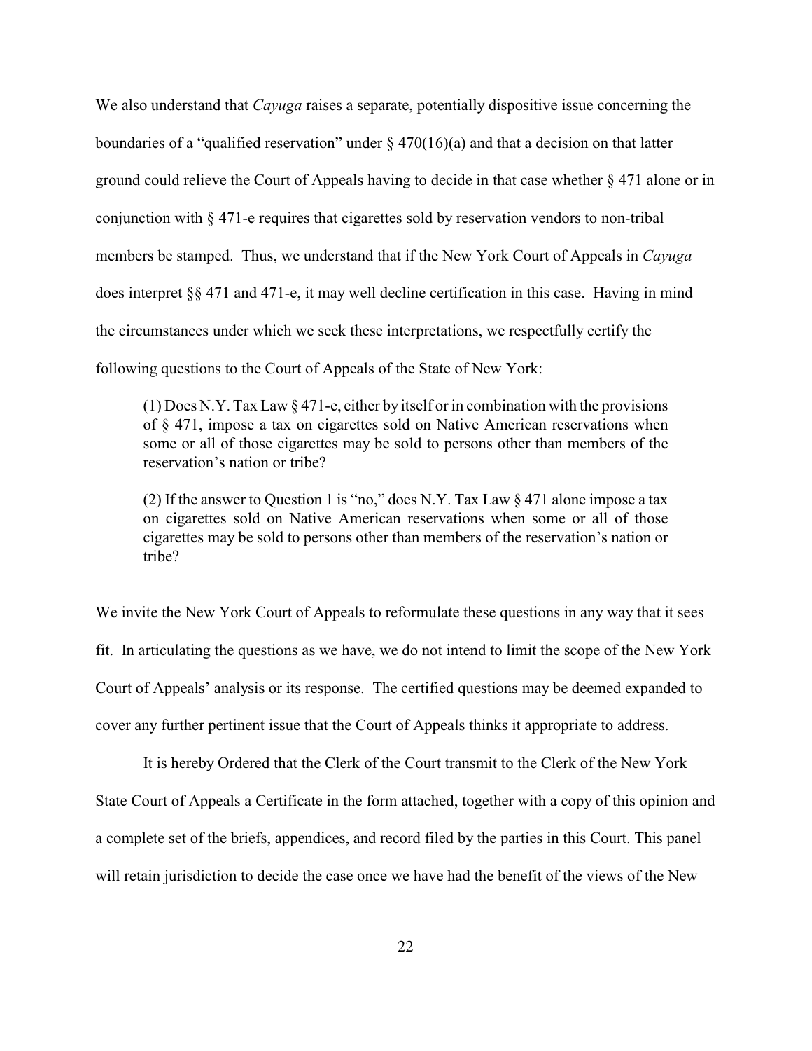We also understand that *Cayuga* raises a separate, potentially dispositive issue concerning the boundaries of a "qualified reservation" under § 470(16)(a) and that a decision on that latter ground could relieve the Court of Appeals having to decide in that case whether § 471 alone or in conjunction with § 471-e requires that cigarettes sold by reservation vendors to non-tribal members be stamped. Thus, we understand that if the New York Court of Appeals in *Cayuga* does interpret §§ 471 and 471-e, it may well decline certification in this case. Having in mind the circumstances under which we seek these interpretations, we respectfully certify the following questions to the Court of Appeals of the State of New York:

> (1) Does N.Y. Tax Law § 471-e, either by itself or in combination with the provisions of § 471, impose a tax on cigarettes sold on Native American reservations when some or all of those cigarettes may be sold to persons other than members of the reservation's nation or tribe?
>
> (2) If the answer to Question 1 is "no," does N.Y. Tax Law § 471 alone impose a tax on cigarettes sold on Native American reservations when some or all of those cigarettes may be sold to persons other than members of the reservation's nation or tribe?

We invite the New York Court of Appeals to reformulate these questions in any way that it sees fit. In articulating the questions as we have, we do not intend to limit the scope of the New York Court of Appeals' analysis or its response. The certified questions may be deemed expanded to cover any further pertinent issue that the Court of Appeals thinks it appropriate to address.

It is hereby Ordered that the Clerk of the Court transmit to the Clerk of the New York State Court of Appeals a Certificate in the form attached, together with a copy of this opinion and a complete set of the briefs, appendices, and record filed by the parties in this Court. This panel will retain jurisdiction to decide the case once we have had the benefit of the views of the New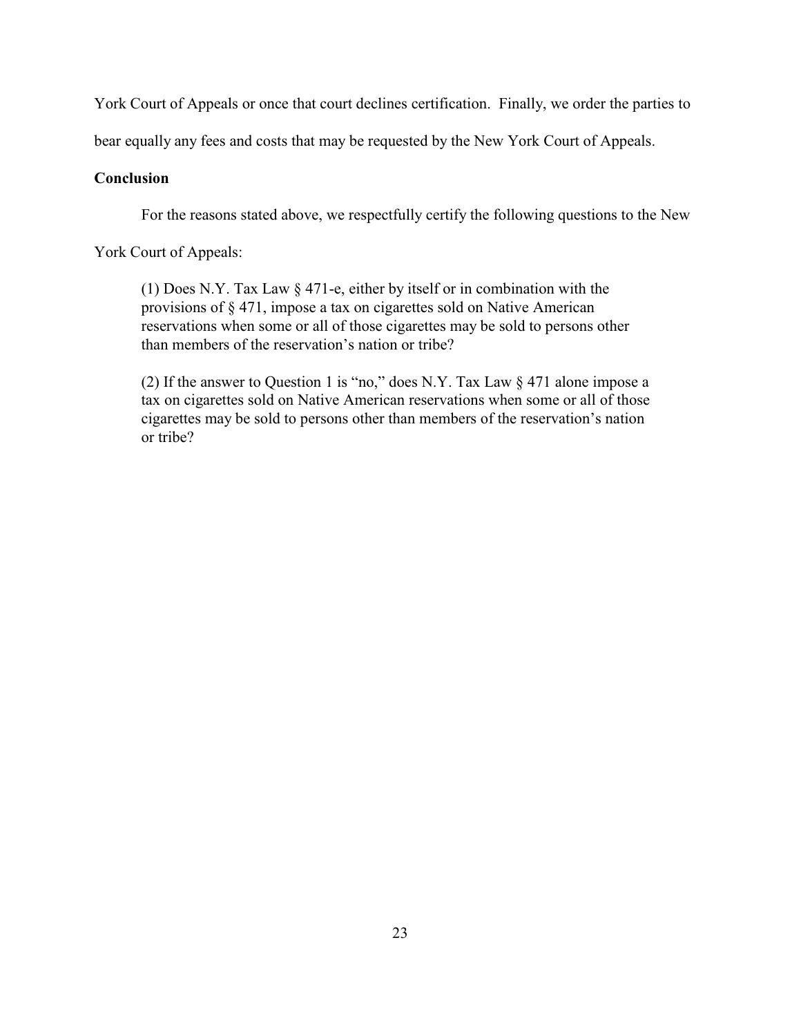York Court of Appeals or once that court declines certification. Finally, we order the parties to bear equally any fees and costs that may be requested by the New York Court of Appeals.

**Conclusion**

For the reasons stated above, we respectfully certify the following questions to the New York Court of Appeals:

> (1) Does N.Y. Tax Law § 471-e, either by itself or in combination with the provisions of § 471, impose a tax on cigarettes sold on Native American reservations when some or all of those cigarettes may be sold to persons other than members of the reservation's nation or tribe?
>
> (2) If the answer to Question 1 is "no," does N.Y. Tax Law § 471 alone impose a tax on cigarettes sold on Native American reservations when some or all of those cigarettes may be sold to persons other than members of the reservation's nation or tribe?